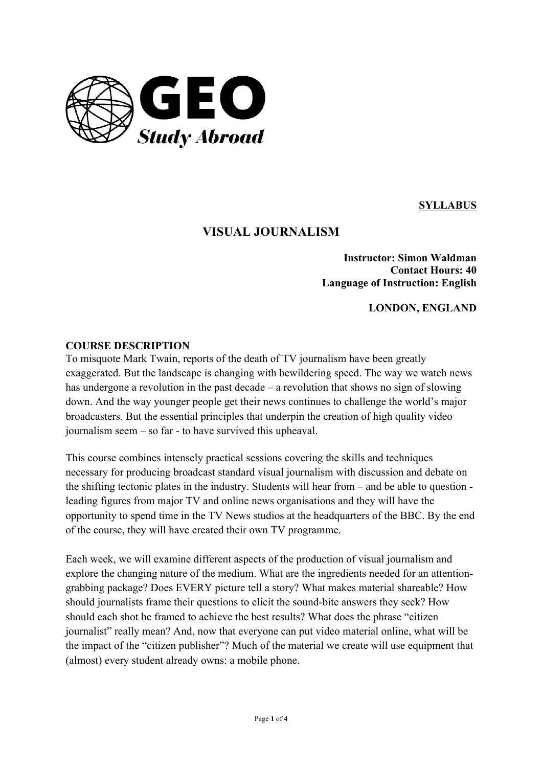GEO Study Abroad

**SYLLABUS**

# VISUAL JOURNALISM

**Instructor: Simon Waldman**
**Contact Hours: 40**
**Language of Instruction: English**

**LONDON, ENGLAND**

## COURSE DESCRIPTION

To misquote Mark Twain, reports of the death of TV journalism have been greatly exaggerated. But the landscape is changing with bewildering speed. The way we watch news has undergone a revolution in the past decade – a revolution that shows no sign of slowing down. And the way younger people get their news continues to challenge the world's major broadcasters. But the essential principles that underpin the creation of high quality video journalism seem – so far - to have survived this upheaval.

This course combines intensely practical sessions covering the skills and techniques necessary for producing broadcast standard visual journalism with discussion and debate on the shifting tectonic plates in the industry. Students will hear from – and be able to question - leading figures from major TV and online news organisations and they will have the opportunity to spend time in the TV News studios at the headquarters of the BBC. By the end of the course, they will have created their own TV programme.

Each week, we will examine different aspects of the production of visual journalism and explore the changing nature of the medium. What are the ingredients needed for an attention-grabbing package? Does EVERY picture tell a story? What makes material shareable? How should journalists frame their questions to elicit the sound-bite answers they seek? How should each shot be framed to achieve the best results? What does the phrase "citizen journalist" really mean? And, now that everyone can put video material online, what will be the impact of the "citizen publisher"? Much of the material we create will use equipment that (almost) every student already owns: a mobile phone.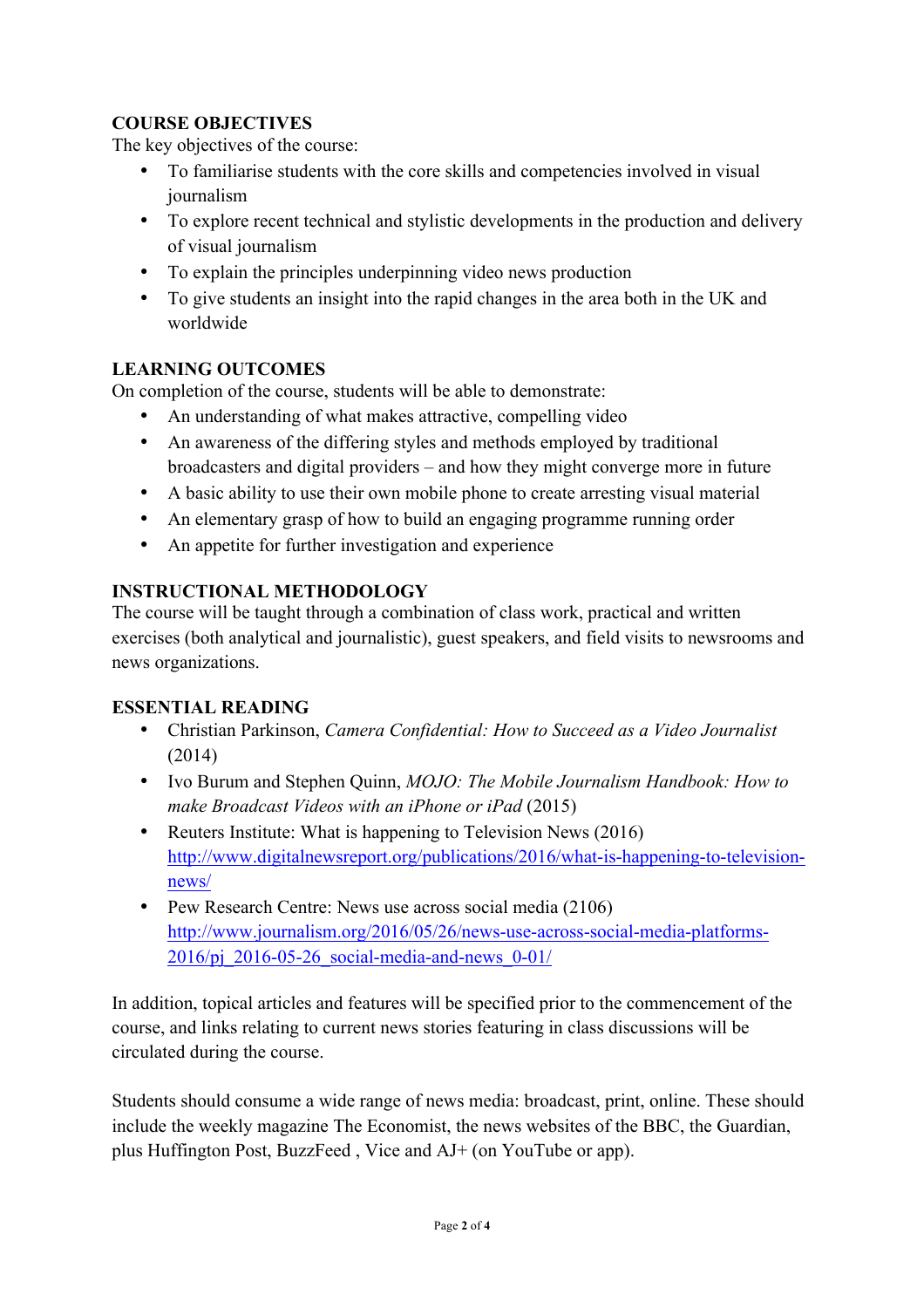**COURSE OBJECTIVES**

The key objectives of the course:

- To familiarise students with the core skills and competencies involved in visual journalism
- To explore recent technical and stylistic developments in the production and delivery of visual journalism
- To explain the principles underpinning video news production
- To give students an insight into the rapid changes in the area both in the UK and worldwide

**LEARNING OUTCOMES**

On completion of the course, students will be able to demonstrate:

- An understanding of what makes attractive, compelling video
- An awareness of the differing styles and methods employed by traditional broadcasters and digital providers – and how they might converge more in future
- A basic ability to use their own mobile phone to create arresting visual material
- An elementary grasp of how to build an engaging programme running order
- An appetite for further investigation and experience

**INSTRUCTIONAL METHODOLOGY**

The course will be taught through a combination of class work, practical and written exercises (both analytical and journalistic), guest speakers, and field visits to newsrooms and news organizations.

**ESSENTIAL READING**

- Christian Parkinson, *Camera Confidential: How to Succeed as a Video Journalist* (2014)
- Ivo Burum and Stephen Quinn, *MOJO: The Mobile Journalism Handbook: How to make Broadcast Videos with an iPhone or iPad* (2015)
- Reuters Institute: What is happening to Television News (2016) http://www.digitalnewsreport.org/publications/2016/what-is-happening-to-television-news/
- Pew Research Centre: News use across social media (2106) http://www.journalism.org/2016/05/26/news-use-across-social-media-platforms-2016/pj_2016-05-26_social-media-and-news_0-01/

In addition, topical articles and features will be specified prior to the commencement of the course, and links relating to current news stories featuring in class discussions will be circulated during the course.

Students should consume a wide range of news media: broadcast, print, online. These should include the weekly magazine The Economist, the news websites of the BBC, the Guardian, plus Huffington Post, BuzzFeed , Vice and AJ+ (on YouTube or app).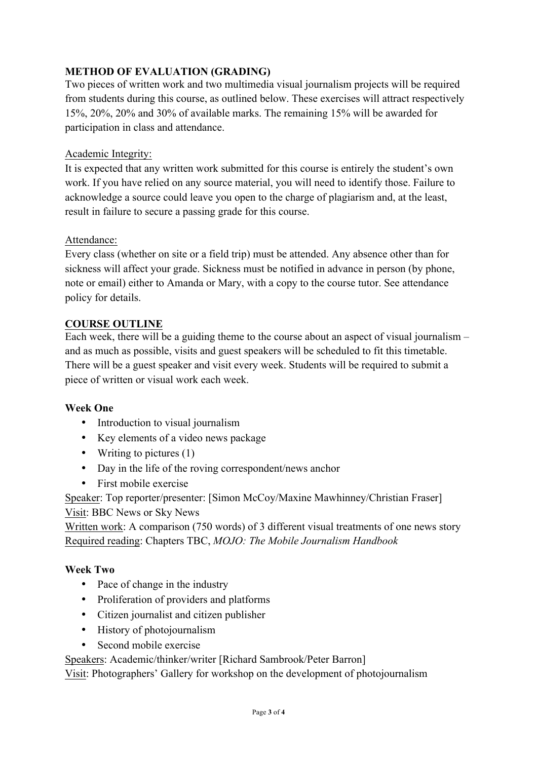## METHOD OF EVALUATION (GRADING)

Two pieces of written work and two multimedia visual journalism projects will be required from students during this course, as outlined below. These exercises will attract respectively 15%, 20%, 20% and 30% of available marks. The remaining 15% will be awarded for participation in class and attendance.

Academic Integrity:

It is expected that any written work submitted for this course is entirely the student's own work. If you have relied on any source material, you will need to identify those. Failure to acknowledge a source could leave you open to the charge of plagiarism and, at the least, result in failure to secure a passing grade for this course.

Attendance:

Every class (whether on site or a field trip) must be attended. Any absence other than for sickness will affect your grade. Sickness must be notified in advance in person (by phone, note or email) either to Amanda or Mary, with a copy to the course tutor. See attendance policy for details.

## COURSE OUTLINE

Each week, there will be a guiding theme to the course about an aspect of visual journalism – and as much as possible, visits and guest speakers will be scheduled to fit this timetable. There will be a guest speaker and visit every week. Students will be required to submit a piece of written or visual work each week.

### Week One

- Introduction to visual journalism
- Key elements of a video news package
- Writing to pictures (1)
- Day in the life of the roving correspondent/news anchor
- First mobile exercise

Speaker: Top reporter/presenter: [Simon McCoy/Maxine Mawhinney/Christian Fraser]
Visit: BBC News or Sky News
Written work: A comparison (750 words) of 3 different visual treatments of one news story
Required reading: Chapters TBC, *MOJO: The Mobile Journalism Handbook*

### Week Two

- Pace of change in the industry
- Proliferation of providers and platforms
- Citizen journalist and citizen publisher
- History of photojournalism
- Second mobile exercise

Speakers: Academic/thinker/writer [Richard Sambrook/Peter Barron]
Visit: Photographers' Gallery for workshop on the development of photojournalism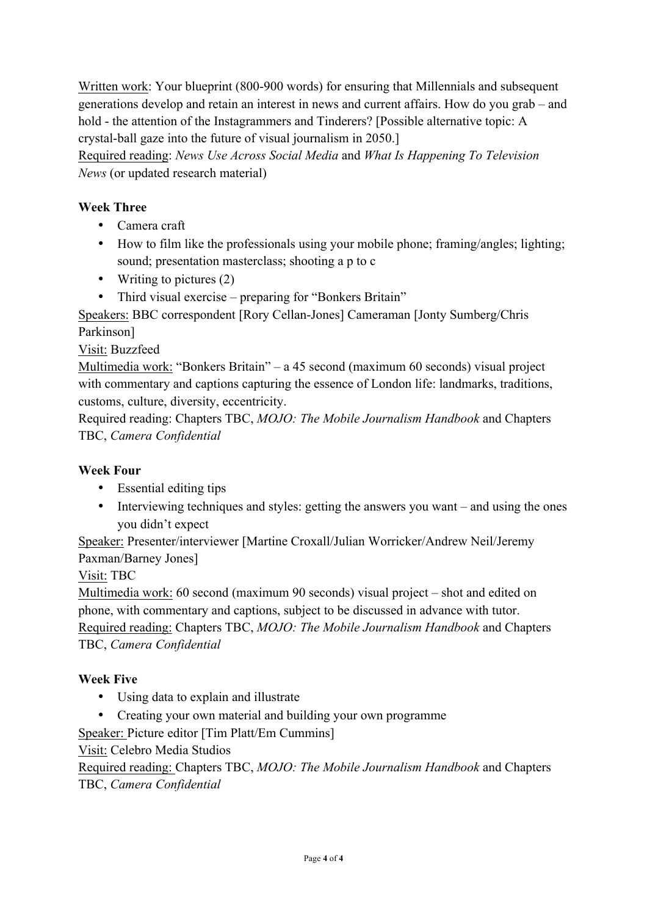Written work: Your blueprint (800-900 words) for ensuring that Millennials and subsequent generations develop and retain an interest in news and current affairs. How do you grab – and hold - the attention of the Instagrammers and Tinderers? [Possible alternative topic: A crystal-ball gaze into the future of visual journalism in 2050.]
Required reading: *News Use Across Social Media* and *What Is Happening To Television News* (or updated research material)

**Week Three**

- Camera craft
- How to film like the professionals using your mobile phone; framing/angles; lighting; sound; presentation masterclass; shooting a p to c
- Writing to pictures (2)
- Third visual exercise – preparing for "Bonkers Britain"

Speakers: BBC correspondent [Rory Cellan-Jones] Cameraman [Jonty Sumberg/Chris Parkinson]
Visit: Buzzfeed
Multimedia work: "Bonkers Britain" – a 45 second (maximum 60 seconds) visual project with commentary and captions capturing the essence of London life: landmarks, traditions, customs, culture, diversity, eccentricity.
Required reading: Chapters TBC, *MOJO: The Mobile Journalism Handbook* and Chapters TBC, *Camera Confidential*

**Week Four**

- Essential editing tips
- Interviewing techniques and styles: getting the answers you want – and using the ones you didn't expect

Speaker: Presenter/interviewer [Martine Croxall/Julian Worricker/Andrew Neil/Jeremy Paxman/Barney Jones]
Visit: TBC
Multimedia work: 60 second (maximum 90 seconds) visual project – shot and edited on phone, with commentary and captions, subject to be discussed in advance with tutor.
Required reading: Chapters TBC, *MOJO: The Mobile Journalism Handbook* and Chapters TBC, *Camera Confidential*

**Week Five**

- Using data to explain and illustrate
- Creating your own material and building your own programme

Speaker: Picture editor [Tim Platt/Em Cummins]
Visit: Celebro Media Studios
Required reading: Chapters TBC, *MOJO: The Mobile Journalism Handbook* and Chapters TBC, *Camera Confidential*